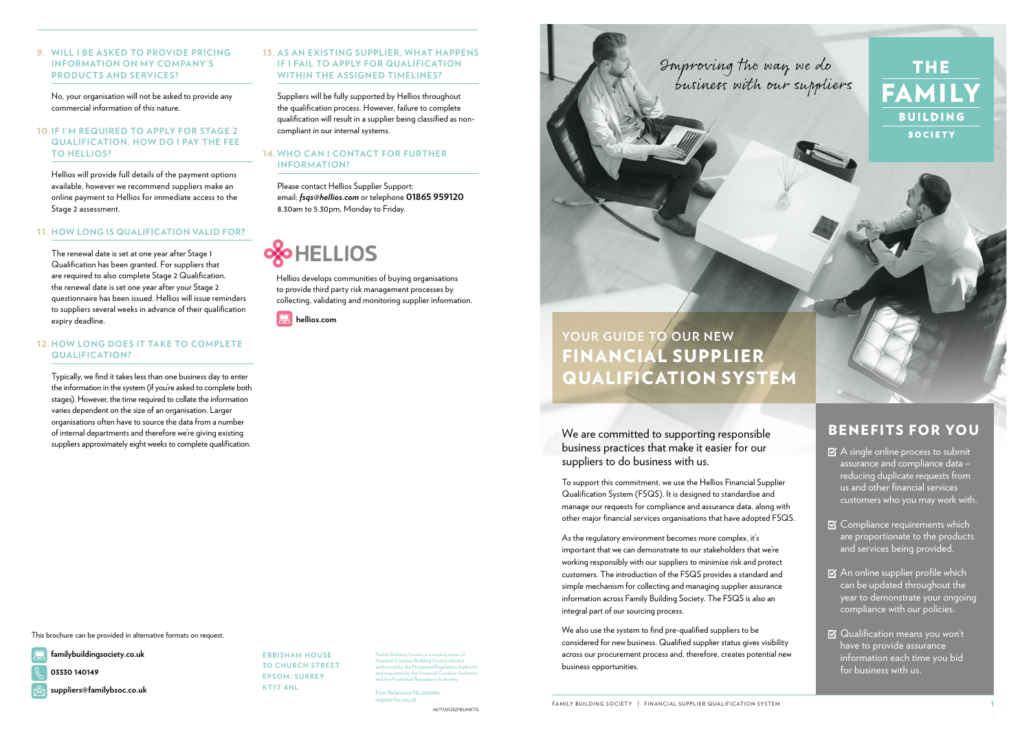# THE FAMILY BUILDING SOCIETY

*Improving the way we do business with our suppliers*

## YOUR GUIDE TO OUR NEW FINANCIAL SUPPLIER QUALIFICATION SYSTEM

We are committed to supporting responsible business practices that make it easier for our suppliers to do business with us.

To support this commitment, we use the Hellios Financial Supplier Qualification System (FSQS). It is designed to standardise and manage our requests for compliance and assurance data, along with other major financial services organisations that have adopted FSQS.

As the regulatory environment becomes more complex, it's important that we can demonstrate to our stakeholders that we're working responsibly with our suppliers to minimise risk and protect customers. The introduction of the FSQS provides a standard and simple mechanism for collecting and managing supplier assurance information across Family Building Society. The FSQS is also an integral part of our sourcing process.

We also use the system to find pre-qualified suppliers to be considered for new business. Qualified supplier status gives visibility across our procurement process and, therefore, creates potential new business opportunities.

## BENEFITS FOR YOU

- ☑ A single online process to submit assurance and compliance data – reducing duplicate requests from us and other financial services customers who you may work with.
- ☑ Compliance requirements which are proportionate to the products and services being provided.
- ☑ An online supplier profile which can be updated throughout the year to demonstrate your ongoing compliance with our policies.
- ☑ Qualification means you won't have to provide assurance information each time you bid for business with us.

### 9. WILL I BE ASKED TO PROVIDE PRICING INFORMATION ON MY COMPANY'S PRODUCTS AND SERVICES?

No, your organisation will not be asked to provide any commercial information of this nature.

### 10. IF I'M REQUIRED TO APPLY FOR STAGE 2 QUALIFICATION, HOW DO I PAY THE FEE TO HELLIOS?

Hellios will provide full details of the payment options available, however we recommend suppliers make an online payment to Hellios for immediate access to the Stage 2 assessment.

### 11. HOW LONG IS QUALIFICATION VALID FOR?

The renewal date is set at one year after Stage 1 Qualification has been granted. For suppliers that are required to also complete Stage 2 Qualification, the renewal date is set one year after your Stage 2 questionnaire has been issued. Hellios will issue reminders to suppliers several weeks in advance of their qualification expiry deadline.

### 12. HOW LONG DOES IT TAKE TO COMPLETE QUALIFICATION?

Typically, we find it takes less than one business day to enter the information in the system (if you're asked to complete both stages). However, the time required to collate the information varies dependent on the size of an organisation. Larger organisations often have to source the data from a number of internal departments and therefore we're giving existing suppliers approximately eight weeks to complete qualification.

### 13. AS AN EXISTING SUPPLIER, WHAT HAPPENS IF I FAIL TO APPLY FOR QUALIFICATION WITHIN THE ASSIGNED TIMELINES?

Suppliers will be fully supported by Hellios throughout the qualification process. However, failure to complete qualification will result in a supplier being classified as non-compliant in our internal systems.

### 14. WHO CAN I CONTACT FOR FURTHER INFORMATION?

Please contact Hellios Supplier Support:
email: ***fsqs@hellios.com*** or telephone **01865 959120**
8.30am to 5.30pm, Monday to Friday.

**HELLIOS**

Hellios develops communities of buying organisations to provide third party risk management processes by collecting, validating and monitoring supplier information.

**hellios.com**

This brochure can be provided in alternative formats on request.

**familybuildingsociety.co.uk**

**03330 140149**

**suppliers@familybsoc.co.uk**

EBBISHAM HOUSE
30 CHURCH STREET
EPSOM, SURREY
KT17 4NL

Family Building Society is a trading name of National Counties Building Society which is authorised by the Prudential Regulation Authority and regulated by the Financial Conduct Authority and the Prudential Regulation Authority.

Firm Reference No.206080
register.fca.org.uk

M/???/0120/FBS/MKTG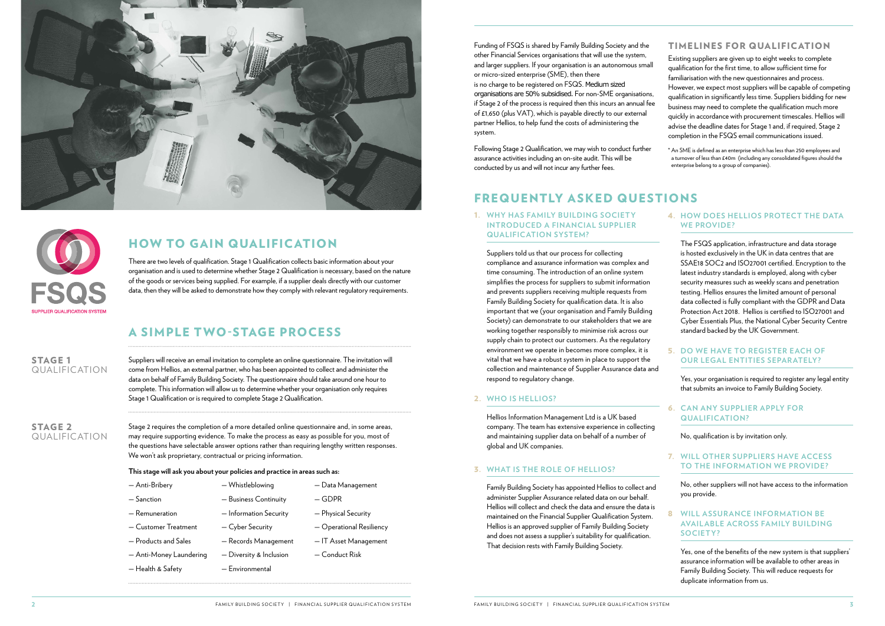## HOW TO GAIN QUALIFICATION

There are two levels of qualification. Stage 1 Qualification collects basic information about your organisation and is used to determine whether Stage 2 Qualification is necessary, based on the nature of the goods or services being supplied. For example, if a supplier deals directly with our customer data, then they will be asked to demonstrate how they comply with relevant regulatory requirements.

## A SIMPLE TWO-STAGE PROCESS

### STAGE 1 QUALIFICATION

Suppliers will receive an email invitation to complete an online questionnaire. The invitation will come from Hellios, an external partner, who has been appointed to collect and administer the data on behalf of Family Building Society. The questionnaire should take around one hour to complete. This information will allow us to determine whether your organisation only requires Stage 1 Qualification or is required to complete Stage 2 Qualification.

### STAGE 2 QUALIFICATION

Stage 2 requires the completion of a more detailed online questionnaire and, in some areas, may require supporting evidence. To make the process as easy as possible for you, most of the questions have selectable answer options rather than requiring lengthy written responses. We won't ask proprietary, contractual or pricing information.

**This stage will ask you about your policies and practice in areas such as:**

- Anti-Bribery
- Sanction
- Remuneration
- Customer Treatment
- Products and Sales
- Anti-Money Laundering
- Health & Safety
- Whistleblowing
- Business Continuity
- Information Security
- Cyber Security
- Records Management
- Diversity & Inclusion
- Environmental
- Data Management
- GDPR
- Physical Security
- Operational Resiliency
- IT Asset Management
- Conduct Risk

Funding of FSQS is shared by Family Building Society and the other Financial Services organisations that will use the system, and larger suppliers. If your organisation is an autonomous small or micro-sized enterprise (SME), then there is no charge to be registered on FSQS. Medium sized organisations are 50% subsidised. For non-SME organisations, if Stage 2 of the process is required then this incurs an annual fee of £1,650 (plus VAT), which is payable directly to our external partner Hellios, to help fund the costs of administering the system.

Following Stage 2 Qualification, we may wish to conduct further assurance activities including an on-site audit. This will be conducted by us and will not incur any further fees.

### TIMELINES FOR QUALIFICATION

Existing suppliers are given up to eight weeks to complete qualification for the first time, to allow sufficient time for familiarisation with the new questionnaires and process. However, we expect most suppliers will be capable of competing qualification in significantly less time. Suppliers bidding for new business may need to complete the qualification much more quickly in accordance with procurement timescales. Hellios will advise the deadline dates for Stage 1 and, if required, Stage 2 completion in the FSQS email communications issued.

\* An SME is defined as an enterprise which has less than 250 employees and a turnover of less than £40m (including any consolidated figures should the enterprise belong to a group of companies).

## FREQUENTLY ASKED QUESTIONS

### 1. WHY HAS FAMILY BUILDING SOCIETY INTRODUCED A FINANCIAL SUPPLIER QUALIFICATION SYSTEM?

Suppliers told us that our process for collecting compliance and assurance information was complex and time consuming. The introduction of an online system simplifies the process for suppliers to submit information and prevents suppliers receiving multiple requests from Family Building Society for qualification data. It is also important that we (your organisation and Family Building Society) can demonstrate to our stakeholders that we are working together responsibly to minimise risk across our supply chain to protect our customers. As the regulatory environment we operate in becomes more complex, it is vital that we have a robust system in place to support the collection and maintenance of Supplier Assurance data and respond to regulatory change.

### 2. WHO IS HELLIOS?

Hellios Information Management Ltd is a UK based company. The team has extensive experience in collecting and maintaining supplier data on behalf of a number of global and UK companies.

### 3. WHAT IS THE ROLE OF HELLIOS?

Family Building Society has appointed Hellios to collect and administer Supplier Assurance related data on our behalf. Hellios will collect and check the data and ensure the data is maintained on the Financial Supplier Qualification System. Hellios is an approved supplier of Family Building Society and does not assess a supplier's suitability for qualification. That decision rests with Family Building Society.

### 4. HOW DOES HELLIOS PROTECT THE DATA WE PROVIDE?

The FSQS application, infrastructure and data storage is hosted exclusively in the UK in data centres that are SSAE18 SOC2 and ISO27001 certified. Encryption to the latest industry standards is employed, along with cyber security measures such as weekly scans and penetration testing. Hellios ensures the limited amount of personal data collected is fully compliant with the GDPR and Data Protection Act 2018. Hellios is certified to ISO27001 and Cyber Essentials Plus, the National Cyber Security Centre standard backed by the UK Government.

### 5. DO WE HAVE TO REGISTER EACH OF OUR LEGAL ENTITIES SEPARATELY?

Yes, your organisation is required to register any legal entity that submits an invoice to Family Building Society.

### 6. CAN ANY SUPPLIER APPLY FOR QUALIFICATION?

No, qualification is by invitation only.

### 7. WILL OTHER SUPPLIERS HAVE ACCESS TO THE INFORMATION WE PROVIDE?

No, other suppliers will not have access to the information you provide.

### 8 WILL ASSURANCE INFORMATION BE AVAILABLE ACROSS FAMILY BUILDING SOCIETY?

Yes, one of the benefits of the new system is that suppliers' assurance information will be available to other areas in Family Building Society. This will reduce requests for duplicate information from us.